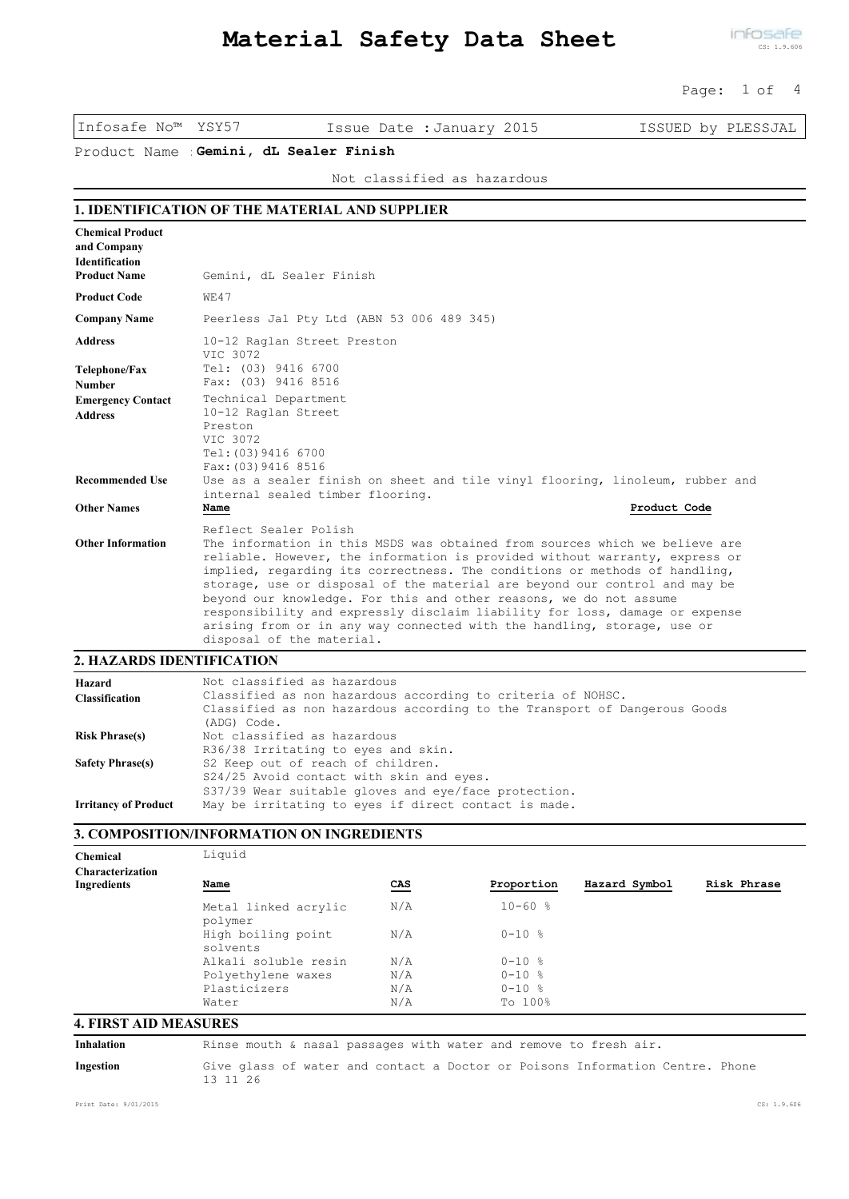# Material Safety Data Sheet

Infosafe No™ YSY57 Issue Date : January 2015 ISSUED by PLESSJAL

Product Name : **Gemini, dL Sealer Finish**

Not classified as hazardous

## 1. IDENTIFICATION OF THE MATERIAL AND SUPPLIER

**Chemical Product and Company Identification**

**Product Name** Gemini, dL Sealer Finish

**Product Code** WE47

**Company Name** Peerless Jal Pty Ltd (ABN 53 006 489 345)

**Address** 10-12 Raglan Street Preston
VIC 3072

**Telephone/Fax Number** Tel: (03) 9416 6700
Fax: (03) 9416 8516

**Emergency Contact Address** Technical Department
10-12 Raglan Street
Preston
VIC 3072
Tel:(03)9416 6700
Fax:(03)9416 8516

**Recommended Use** Use as a sealer finish on sheet and tile vinyl flooring, linoleum, rubber and internal sealed timber flooring.

**Other Names**

| Name | Product Code |
|---|---|
| Reflect Sealer Polish | |

**Other Information** The information in this MSDS was obtained from sources which we believe are reliable. However, the information is provided without warranty, express or implied, regarding its correctness. The conditions or methods of handling, storage, use or disposal of the material are beyond our control and may be beyond our knowledge. For this and other reasons, we do not assume responsibility and expressly disclaim liability for loss, damage or expense arising from or in any way connected with the handling, storage, use or disposal of the material.

## 2. HAZARDS IDENTIFICATION

**Hazard Classification** Not classified as hazardous
Classified as non hazardous according to criteria of NOHSC.
Classified as non hazardous according to the Transport of Dangerous Goods (ADG) Code.

**Risk Phrase(s)** Not classified as hazardous
R36/38 Irritating to eyes and skin.

**Safety Phrase(s)** S2 Keep out of reach of children.
S24/25 Avoid contact with skin and eyes.
S37/39 Wear suitable gloves and eye/face protection.

**Irritancy of Product** May be irritating to eyes if direct contact is made.

## 3. COMPOSITION/INFORMATION ON INGREDIENTS

**Chemical Characterization** Liquid

**Ingredients**

| Name | CAS | Proportion | Hazard Symbol | Risk Phrase |
|---|---|---|---|---|
| Metal linked acrylic polymer | N/A | 10-60 % | | |
| High boiling point solvents | N/A | 0-10 % | | |
| Alkali soluble resin | N/A | 0-10 % | | |
| Polyethylene waxes | N/A | 0-10 % | | |
| Plasticizers | N/A | 0-10 % | | |
| Water | N/A | To 100% | | |

## 4. FIRST AID MEASURES

**Inhalation** Rinse mouth & nasal passages with water and remove to fresh air.

**Ingestion** Give glass of water and contact a Doctor or Poisons Information Centre. Phone 13 11 26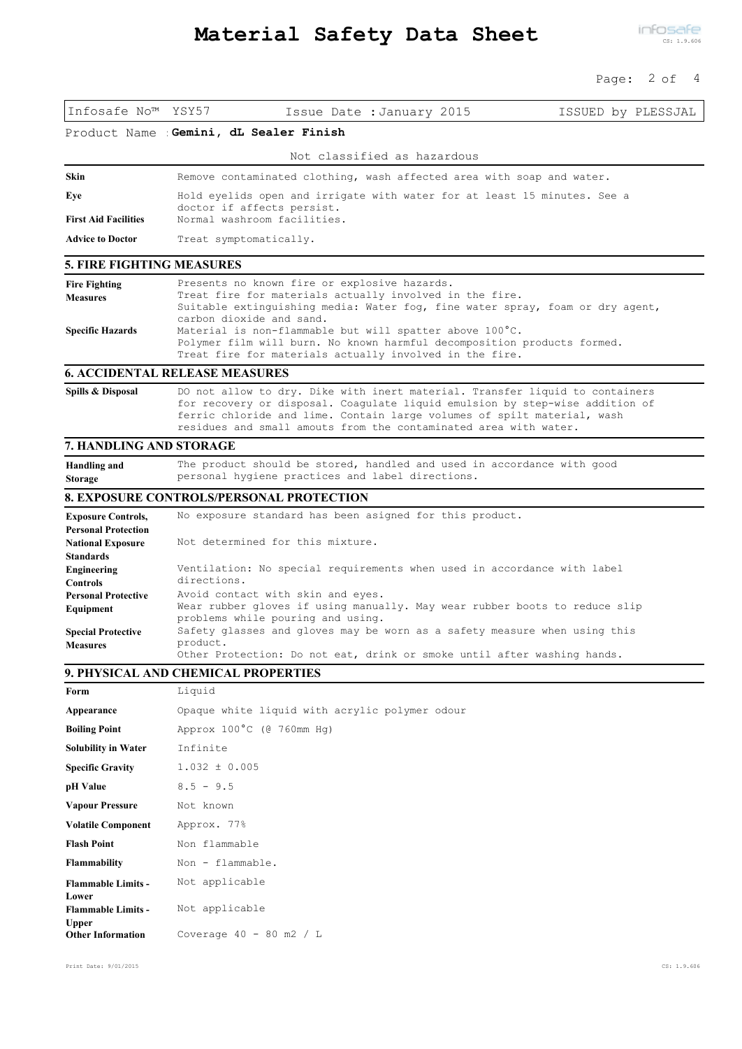Infosafe No™ YSY57 | Issue Date : January 2015 | ISSUED by PLESSJAL

Product Name : **Gemini, dL Sealer Finish**

Not classified as hazardous

| | |
|---|---|
| **Skin** | Remove contaminated clothing, wash affected area with soap and water. |
| **Eye** | Hold eyelids open and irrigate with water for at least 15 minutes. See a doctor if affects persist. |
| **First Aid Facilities** | Normal washroom facilities. |
| **Advice to Doctor** | Treat symptomatically. |

## 5. FIRE FIGHTING MEASURES

| | |
|---|---|
| **Fire Fighting Measures** | Presents no known fire or explosive hazards. Treat fire for materials actually involved in the fire. Suitable extinguishing media: Water fog, fine water spray, foam or dry agent, carbon dioxide and sand. |
| **Specific Hazards** | Material is non-flammable but will spatter above 100°C. Polymer film will burn. No known harmful decomposition products formed. Treat fire for materials actually involved in the fire. |

## 6. ACCIDENTAL RELEASE MEASURES

| | |
|---|---|
| **Spills & Disposal** | DO not allow to dry. Dike with inert material. Transfer liquid to containers for recovery or disposal. Coagulate liquid emulsion by step-wise addition of ferric chloride and lime. Contain large volumes of spilt material, wash residues and small amouts from the contaminated area with water. |

## 7. HANDLING AND STORAGE

| | |
|---|---|
| **Handling and Storage** | The product should be stored, handled and used in accordance with good personal hygiene practices and label directions. |

## 8. EXPOSURE CONTROLS/PERSONAL PROTECTION

| | |
|---|---|
| **Exposure Controls, Personal Protection** | No exposure standard has been asigned for this product. |
| **National Exposure Standards** | Not determined for this mixture. |
| **Engineering Controls** | Ventilation: No special requirements when used in accordance with label directions. |
| **Personal Protective Equipment** | Avoid contact with skin and eyes. Wear rubber gloves if using manually. May wear rubber boots to reduce slip problems while pouring and using. |
| **Special Protective Measures** | Safety glasses and gloves may be worn as a safety measure when using this product. Other Protection: Do not eat, drink or smoke until after washing hands. |

## 9. PHYSICAL AND CHEMICAL PROPERTIES

| | |
|---|---|
| **Form** | Liquid |
| **Appearance** | Opaque white liquid with acrylic polymer odour |
| **Boiling Point** | Approx 100°C (@ 760mm Hg) |
| **Solubility in Water** | Infinite |
| **Specific Gravity** | 1.032 ± 0.005 |
| **pH Value** | 8.5 - 9.5 |
| **Vapour Pressure** | Not known |
| **Volatile Component** | Approx. 77% |
| **Flash Point** | Non flammable |
| **Flammability** | Non - flammable. |
| **Flammable Limits - Lower** | Not applicable |
| **Flammable Limits - Upper** | Not applicable |
| **Other Information** | Coverage 40 - 80 m2 / L |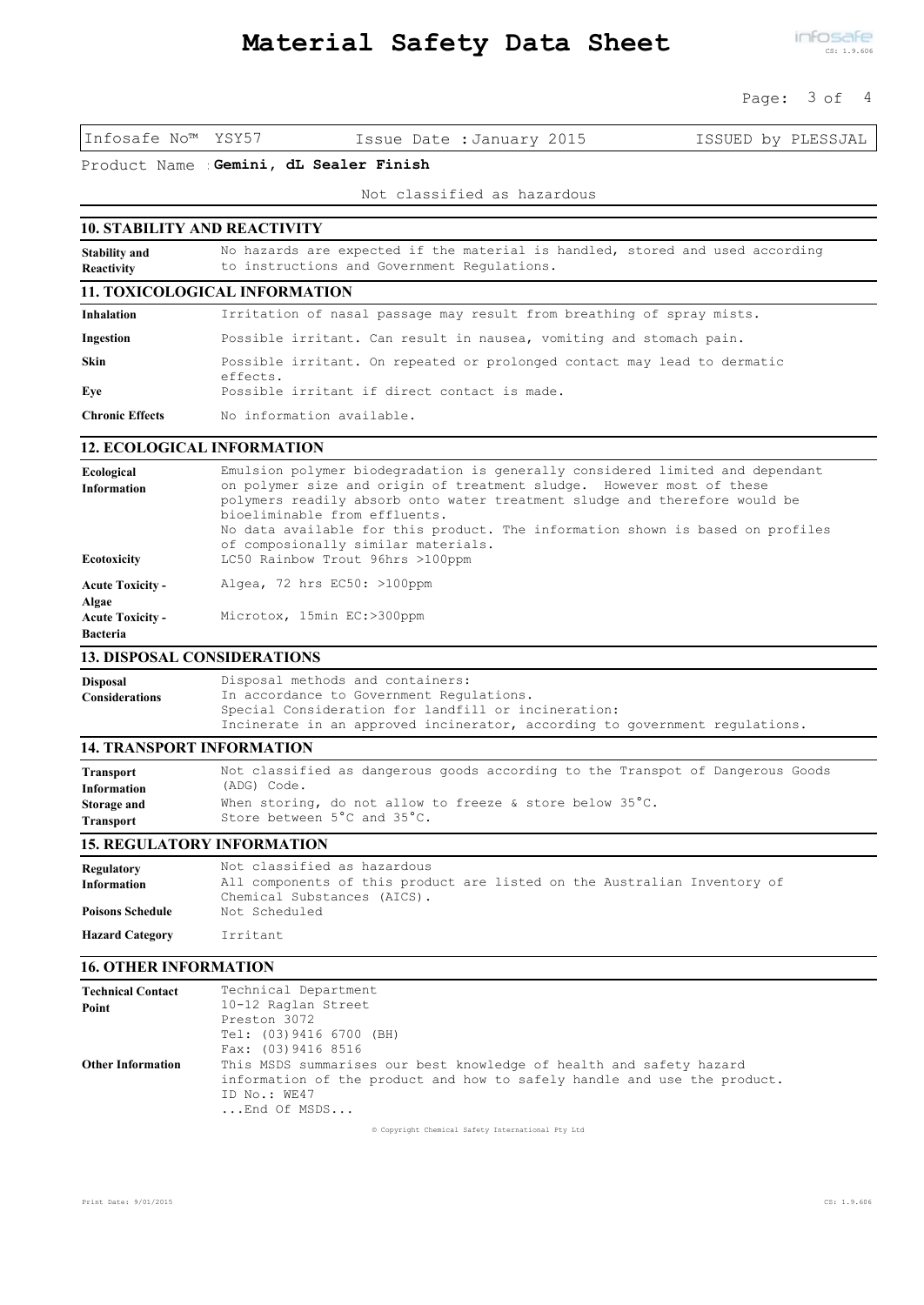Infosafe No™ YSY57 Issue Date : January 2015 ISSUED by PLESSJAL

Product Name : **Gemini, dL Sealer Finish**

Not classified as hazardous

## 10. STABILITY AND REACTIVITY

| | |
|---|---|
| **Stability and Reactivity** | No hazards are expected if the material is handled, stored and used according to instructions and Government Regulations. |

## 11. TOXICOLOGICAL INFORMATION

| | |
|---|---|
| **Inhalation** | Irritation of nasal passage may result from breathing of spray mists. |
| **Ingestion** | Possible irritant. Can result in nausea, vomiting and stomach pain. |
| **Skin** | Possible irritant. On repeated or prolonged contact may lead to dermatic effects. |
| **Eye** | Possible irritant if direct contact is made. |
| **Chronic Effects** | No information available. |

## 12. ECOLOGICAL INFORMATION

| | |
|---|---|
| **Ecological Information** | Emulsion polymer biodegradation is generally considered limited and dependant on polymer size and origin of treatment sludge. However most of these polymers readily absorb onto water treatment sludge and therefore would be bioeliminable from effluents. No data available for this product. The information shown is based on profiles of composionally similar materials. |
| **Ecotoxicity** | LC50 Rainbow Trout 96hrs >100ppm |
| **Acute Toxicity - Algae** | Algea, 72 hrs EC50: >100ppm |
| **Acute Toxicity - Bacteria** | Microtox, 15min EC:>300ppm |

## 13. DISPOSAL CONSIDERATIONS

| | |
|---|---|
| **Disposal Considerations** | Disposal methods and containers: In accordance to Government Regulations. Special Consideration for landfill or incineration: Incinerate in an approved incinerator, according to government regulations. |

## 14. TRANSPORT INFORMATION

| | |
|---|---|
| **Transport Information** | Not classified as dangerous goods according to the Transpot of Dangerous Goods (ADG) Code. |
| **Storage and Transport** | When storing, do not allow to freeze & store below 35°C. Store between 5°C and 35°C. |

## 15. REGULATORY INFORMATION

| | |
|---|---|
| **Regulatory Information** | Not classified as hazardous. All components of this product are listed on the Australian Inventory of Chemical Substances (AICS). |
| **Poisons Schedule** | Not Scheduled |
| **Hazard Category** | Irritant |

## 16. OTHER INFORMATION

| | |
|---|---|
| **Technical Contact Point** | Technical Department<br>10-12 Raglan Street<br>Preston 3072<br>Tel: (03)9416 6700 (BH)<br>Fax: (03)9416 8516 |
| **Other Information** | This MSDS summarises our best knowledge of health and safety hazard information of the product and how to safely handle and use the product.<br>ID No.: WE47<br>...End Of MSDS... |

© Copyright Chemical Safety International Pty Ltd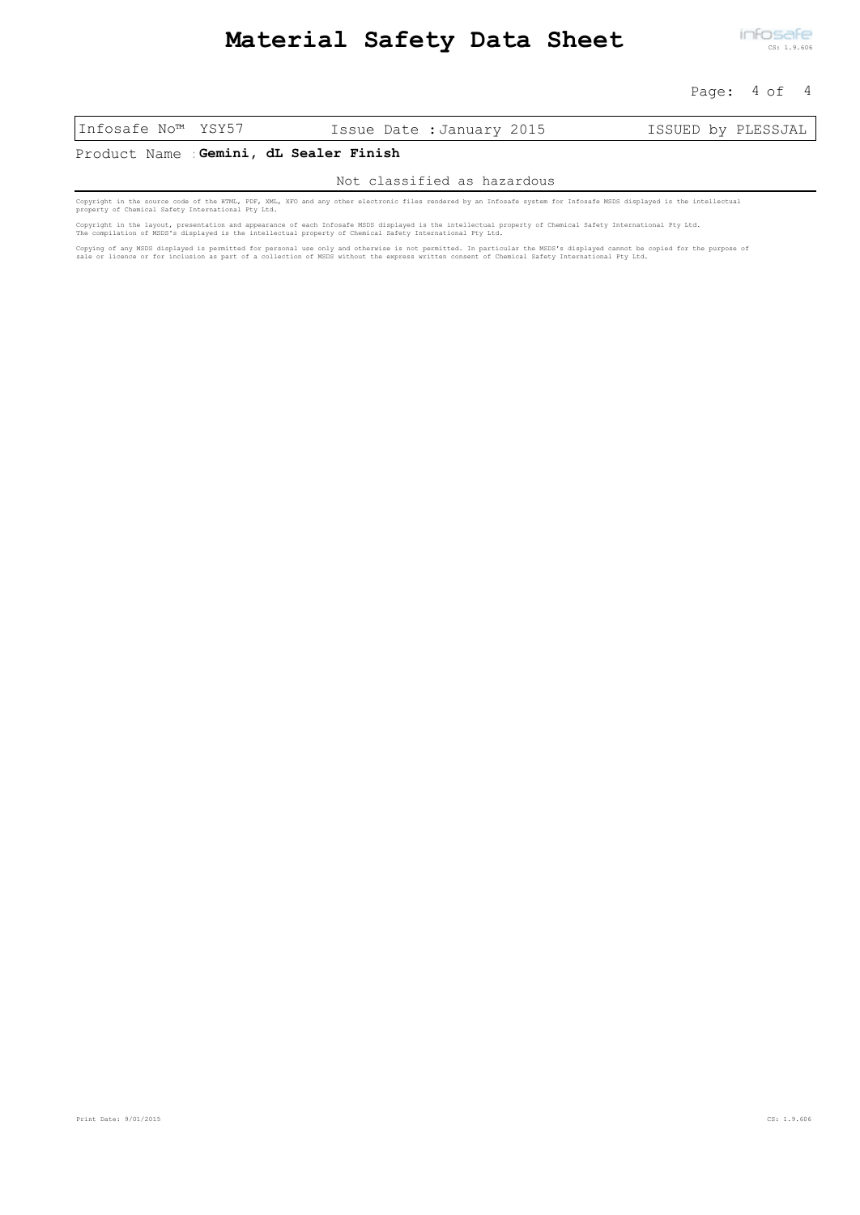Copyright in the source code of the HTML, PDF, XML, XFO and any other electronic files rendered by an Infosafe system for Infosafe MSDS displayed is the intellectual property of Chemical Safety International Pty Ltd.

Copyright in the layout, presentation and appearance of each Infosafe MSDS displayed is the intellectual property of Chemical Safety International Pty Ltd.
The compilation of MSDS's displayed is the intellectual property of Chemical Safety International Pty Ltd.

Copying of any MSDS displayed is permitted for personal use only and otherwise is not permitted. In particular the MSDS's displayed cannot be copied for the purpose of sale or licence or for inclusion as part of a collection of MSDS without the express written consent of Chemical Safety International Pty Ltd.